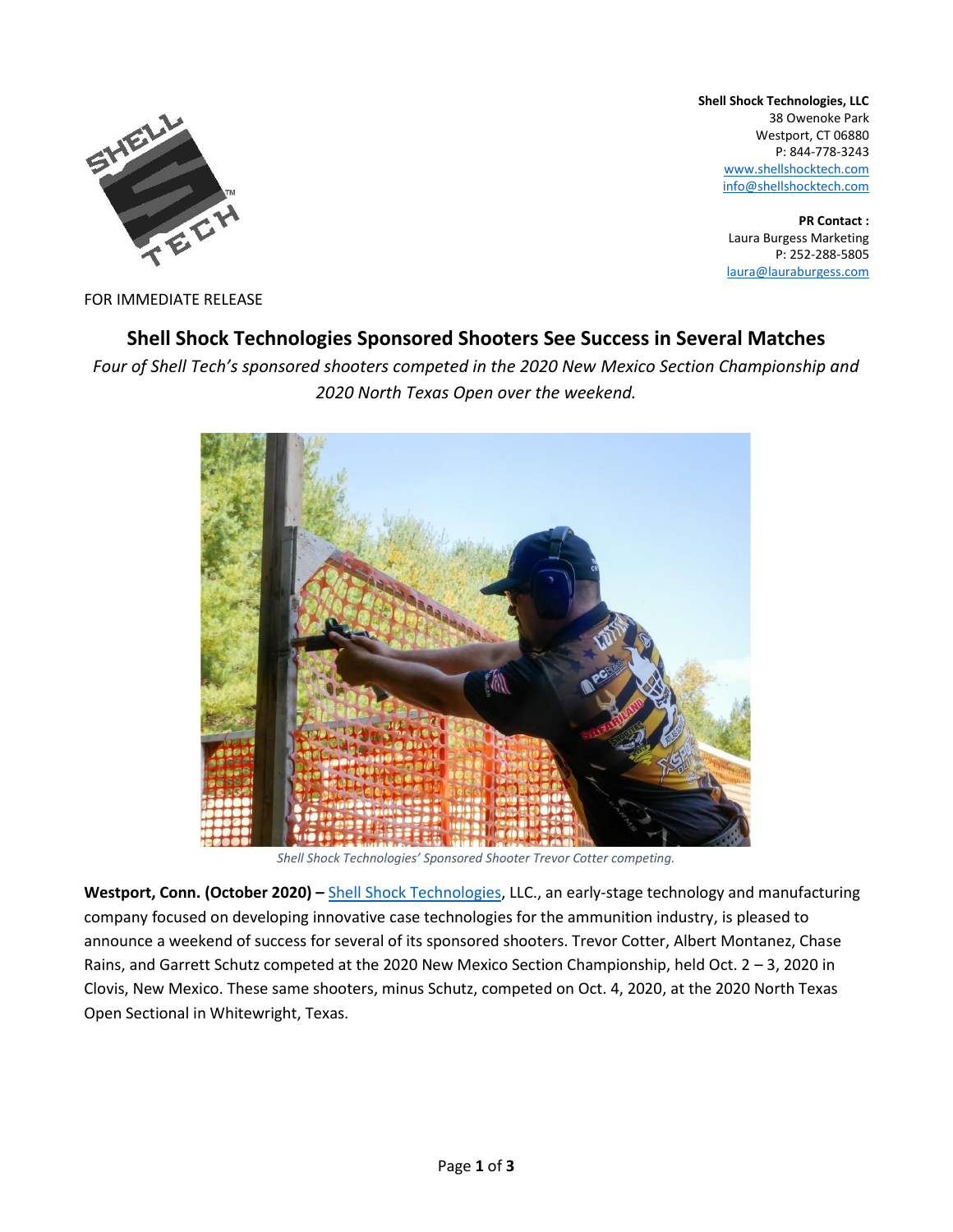**Shell Shock Technologies, LLC**
38 Owenoke Park
Westport, CT 06880
P: 844-778-3243
www.shellshocktech.com
info@shellshocktech.com

**PR Contact :**
Laura Burgess Marketing
P: 252-288-5805
laura@lauraburgess.com

FOR IMMEDIATE RELEASE

# Shell Shock Technologies Sponsored Shooters See Success in Several Matches

*Four of Shell Tech's sponsored shooters competed in the 2020 New Mexico Section Championship and 2020 North Texas Open over the weekend.*

*Shell Shock Technologies' Sponsored Shooter Trevor Cotter competing.*

**Westport, Conn. (October 2020) –** Shell Shock Technologies, LLC., an early-stage technology and manufacturing company focused on developing innovative case technologies for the ammunition industry, is pleased to announce a weekend of success for several of its sponsored shooters. Trevor Cotter, Albert Montanez, Chase Rains, and Garrett Schutz competed at the 2020 New Mexico Section Championship, held Oct. 2 – 3, 2020 in Clovis, New Mexico. These same shooters, minus Schutz, competed on Oct. 4, 2020, at the 2020 North Texas Open Sectional in Whitewright, Texas.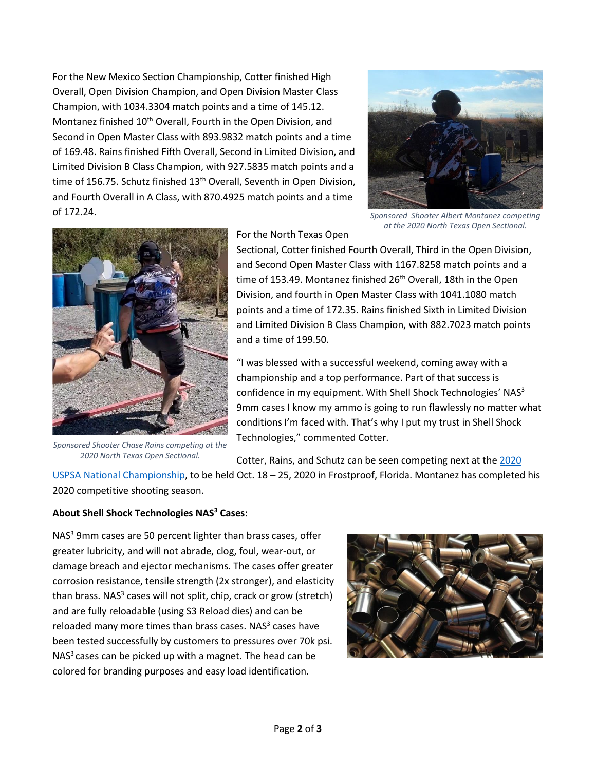For the New Mexico Section Championship, Cotter finished High Overall, Open Division Champion, and Open Division Master Class Champion, with 1034.3304 match points and a time of 145.12. Montanez finished 10th Overall, Fourth in the Open Division, and Second in Open Master Class with 893.9832 match points and a time of 169.48. Rains finished Fifth Overall, Second in Limited Division, and Limited Division B Class Champion, with 927.5835 match points and a time of 156.75. Schutz finished 13th Overall, Seventh in Open Division, and Fourth Overall in A Class, with 870.4925 match points and a time of 172.24.

*Sponsored Shooter Albert Montanez competing at the 2020 North Texas Open Sectional.*

For the North Texas Open Sectional, Cotter finished Fourth Overall, Third in the Open Division, and Second Open Master Class with 1167.8258 match points and a time of 153.49. Montanez finished 26th Overall, 18th in the Open Division, and fourth in Open Master Class with 1041.1080 match points and a time of 172.35. Rains finished Sixth in Limited Division and Limited Division B Class Champion, with 882.7023 match points and a time of 199.50.

*Sponsored Shooter Chase Rains competing at the 2020 North Texas Open Sectional.*

"I was blessed with a successful weekend, coming away with a championship and a top performance. Part of that success is confidence in my equipment. With Shell Shock Technologies' NAS³ 9mm cases I know my ammo is going to run flawlessly no matter what conditions I'm faced with. That's why I put my trust in Shell Shock Technologies," commented Cotter.

Cotter, Rains, and Schutz can be seen competing next at the [2020 USPSA National Championship](), to be held Oct. 18 – 25, 2020 in Frostproof, Florida. Montanez has completed his 2020 competitive shooting season.

**About Shell Shock Technologies NAS³ Cases:**

NAS³ 9mm cases are 50 percent lighter than brass cases, offer greater lubricity, and will not abrade, clog, foul, wear-out, or damage breach and ejector mechanisms. The cases offer greater corrosion resistance, tensile strength (2x stronger), and elasticity than brass. NAS³ cases will not split, chip, crack or grow (stretch) and are fully reloadable (using S3 Reload dies) and can be reloaded many more times than brass cases. NAS³ cases have been tested successfully by customers to pressures over 70k psi. NAS³ cases can be picked up with a magnet. The head can be colored for branding purposes and easy load identification.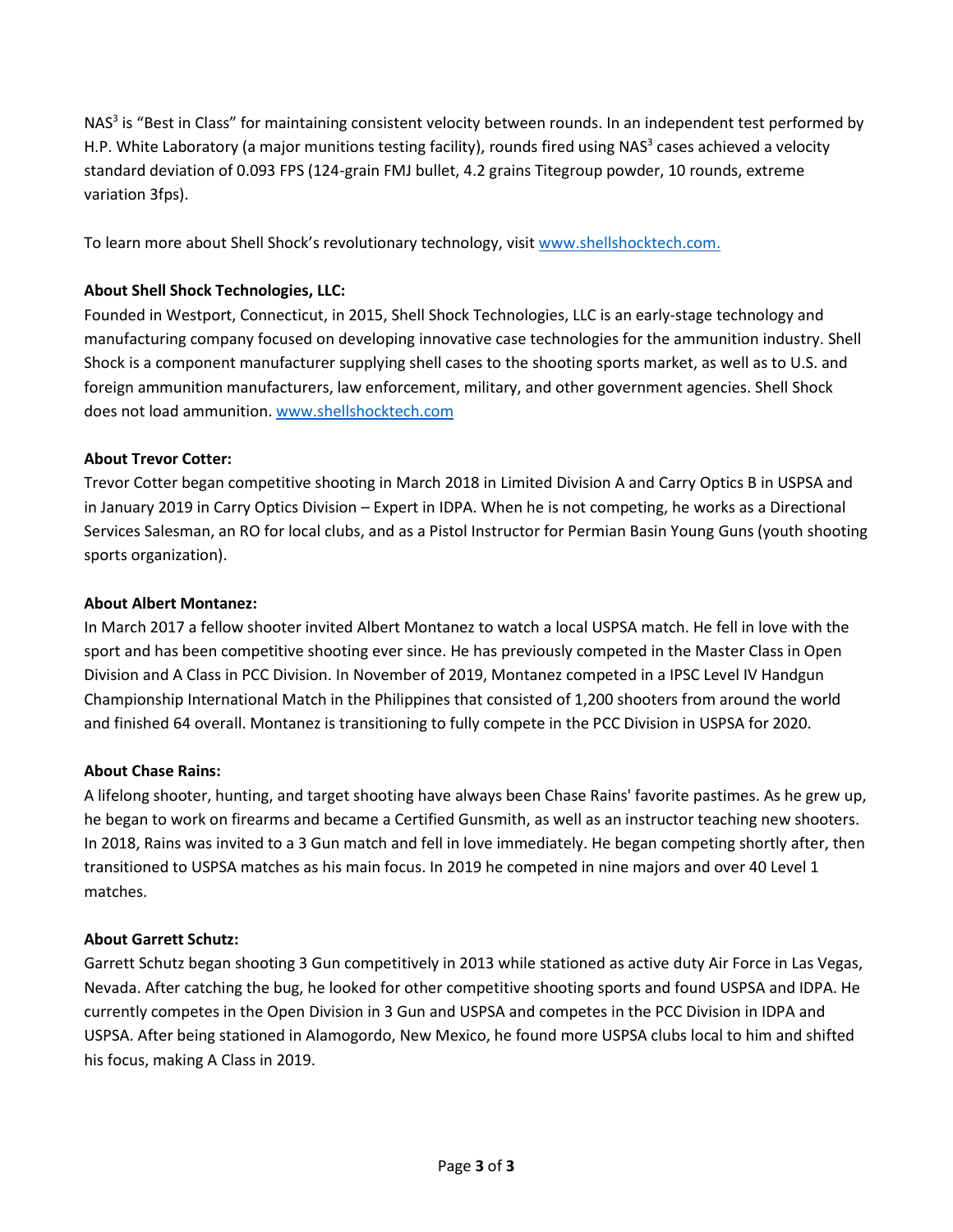$NAS^3$ is "Best in Class" for maintaining consistent velocity between rounds. In an independent test performed by H.P. White Laboratory (a major munitions testing facility), rounds fired using $NAS^3$ cases achieved a velocity standard deviation of 0.093 FPS (124-grain FMJ bullet, 4.2 grains Titegroup powder, 10 rounds, extreme variation 3fps).

To learn more about Shell Shock's revolutionary technology, visit [www.shellshocktech.com.](http://www.shellshocktech.com)

**About Shell Shock Technologies, LLC:**

Founded in Westport, Connecticut, in 2015, Shell Shock Technologies, LLC is an early-stage technology and manufacturing company focused on developing innovative case technologies for the ammunition industry. Shell Shock is a component manufacturer supplying shell cases to the shooting sports market, as well as to U.S. and foreign ammunition manufacturers, law enforcement, military, and other government agencies. Shell Shock does not load ammunition. [www.shellshocktech.com](http://www.shellshocktech.com)

**About Trevor Cotter:**

Trevor Cotter began competitive shooting in March 2018 in Limited Division A and Carry Optics B in USPSA and in January 2019 in Carry Optics Division – Expert in IDPA. When he is not competing, he works as a Directional Services Salesman, an RO for local clubs, and as a Pistol Instructor for Permian Basin Young Guns (youth shooting sports organization).

**About Albert Montanez:**

In March 2017 a fellow shooter invited Albert Montanez to watch a local USPSA match. He fell in love with the sport and has been competitive shooting ever since. He has previously competed in the Master Class in Open Division and A Class in PCC Division. In November of 2019, Montanez competed in a IPSC Level IV Handgun Championship International Match in the Philippines that consisted of 1,200 shooters from around the world and finished 64 overall. Montanez is transitioning to fully compete in the PCC Division in USPSA for 2020.

**About Chase Rains:**

A lifelong shooter, hunting, and target shooting have always been Chase Rains' favorite pastimes. As he grew up, he began to work on firearms and became a Certified Gunsmith, as well as an instructor teaching new shooters. In 2018, Rains was invited to a 3 Gun match and fell in love immediately. He began competing shortly after, then transitioned to USPSA matches as his main focus. In 2019 he competed in nine majors and over 40 Level 1 matches.

**About Garrett Schutz:**

Garrett Schutz began shooting 3 Gun competitively in 2013 while stationed as active duty Air Force in Las Vegas, Nevada. After catching the bug, he looked for other competitive shooting sports and found USPSA and IDPA. He currently competes in the Open Division in 3 Gun and USPSA and competes in the PCC Division in IDPA and USPSA. After being stationed in Alamogordo, New Mexico, he found more USPSA clubs local to him and shifted his focus, making A Class in 2019.